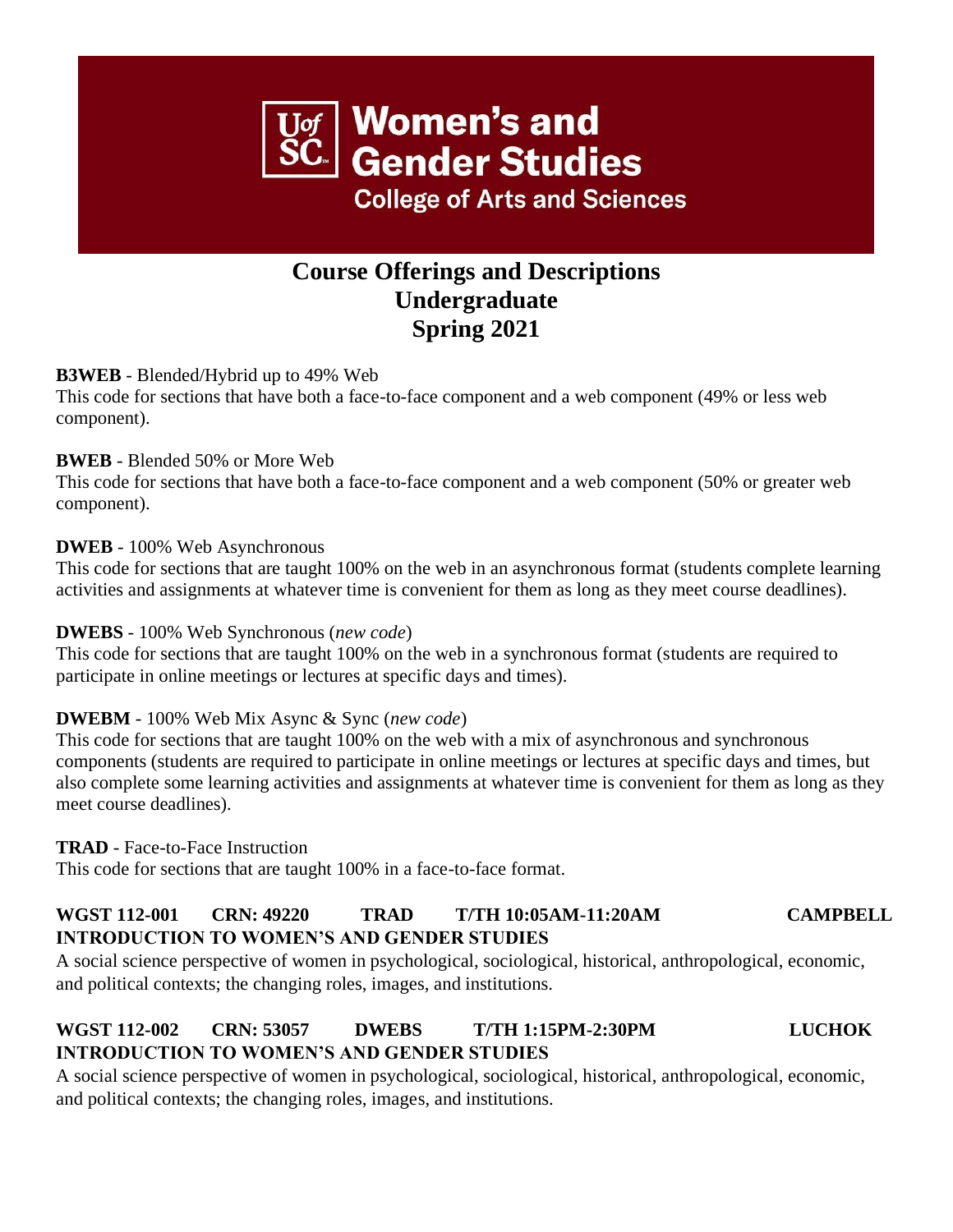# Women's and Gender Studies

**College of Arts and Sciences**

## Course Offerings and Descriptions
## Undergraduate
## Spring 2021

**B3WEB** - Blended/Hybrid up to 49% Web
This code for sections that have both a face-to-face component and a web component (49% or less web component).

**BWEB** - Blended 50% or More Web
This code for sections that have both a face-to-face component and a web component (50% or greater web component).

**DWEB** - 100% Web Asynchronous
This code for sections that are taught 100% on the web in an asynchronous format (students complete learning activities and assignments at whatever time is convenient for them as long as they meet course deadlines).

**DWEBS** - 100% Web Synchronous (*new code*)
This code for sections that are taught 100% on the web in a synchronous format (students are required to participate in online meetings or lectures at specific days and times).

**DWEBM** - 100% Web Mix Async & Sync (*new code*)
This code for sections that are taught 100% on the web with a mix of asynchronous and synchronous components (students are required to participate in online meetings or lectures at specific days and times, but also complete some learning activities and assignments at whatever time is convenient for them as long as they meet course deadlines).

**TRAD** - Face-to-Face Instruction
This code for sections that are taught 100% in a face-to-face format.

**WGST 112-001 CRN: 49220 TRAD T/TH 10:05AM-11:20AM CAMPBELL**
**INTRODUCTION TO WOMEN'S AND GENDER STUDIES**
A social science perspective of women in psychological, sociological, historical, anthropological, economic, and political contexts; the changing roles, images, and institutions.

**WGST 112-002 CRN: 53057 DWEBS T/TH 1:15PM-2:30PM LUCHOK**
**INTRODUCTION TO WOMEN'S AND GENDER STUDIES**
A social science perspective of women in psychological, sociological, historical, anthropological, economic, and political contexts; the changing roles, images, and institutions.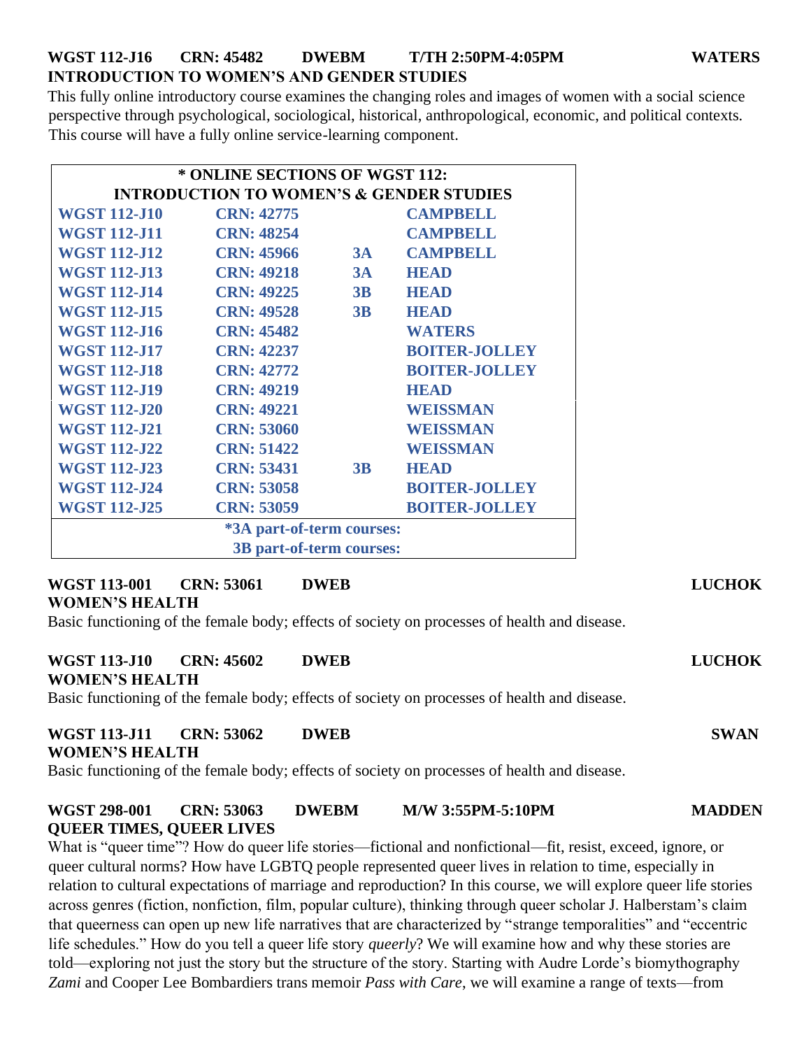**WGST 112-J16 CRN: 45482 DWEBM T/TH 2:50PM-4:05PM WATERS**
**INTRODUCTION TO WOMEN'S AND GENDER STUDIES**

This fully online introductory course examines the changing roles and images of women with a social science perspective through psychological, sociological, historical, anthropological, economic, and political contexts. This course will have a fully online service-learning component.

| * ONLINE SECTIONS OF WGST 112: INTRODUCTION TO WOMEN'S & GENDER STUDIES | | | |
|---|---|---|---|
| WGST 112-J10 | CRN: 42775 | | CAMPBELL |
| WGST 112-J11 | CRN: 48254 | | CAMPBELL |
| WGST 112-J12 | CRN: 45966 | 3A | CAMPBELL |
| WGST 112-J13 | CRN: 49218 | 3A | HEAD |
| WGST 112-J14 | CRN: 49225 | 3B | HEAD |
| WGST 112-J15 | CRN: 49528 | 3B | HEAD |
| WGST 112-J16 | CRN: 45482 | | WATERS |
| WGST 112-J17 | CRN: 42237 | | BOITER-JOLLEY |
| WGST 112-J18 | CRN: 42772 | | BOITER-JOLLEY |
| WGST 112-J19 | CRN: 49219 | | HEAD |
| WGST 112-J20 | CRN: 49221 | | WEISSMAN |
| WGST 112-J21 | CRN: 53060 | | WEISSMAN |
| WGST 112-J22 | CRN: 51422 | | WEISSMAN |
| WGST 112-J23 | CRN: 53431 | 3B | HEAD |
| WGST 112-J24 | CRN: 53058 | | BOITER-JOLLEY |
| WGST 112-J25 | CRN: 53059 | | BOITER-JOLLEY |
| *3A part-of-term courses: | | | |
| 3B part-of-term courses: | | | |

**WGST 113-001 CRN: 53061 DWEB LUCHOK**
**WOMEN'S HEALTH**

Basic functioning of the female body; effects of society on processes of health and disease.

**WGST 113-J10 CRN: 45602 DWEB LUCHOK**
**WOMEN'S HEALTH**

Basic functioning of the female body; effects of society on processes of health and disease.

**WGST 113-J11 CRN: 53062 DWEB SWAN**
**WOMEN'S HEALTH**

Basic functioning of the female body; effects of society on processes of health and disease.

**WGST 298-001 CRN: 53063 DWEBM M/W 3:55PM-5:10PM MADDEN**
**QUEER TIMES, QUEER LIVES**

What is "queer time"? How do queer life stories—fictional and nonfictional—fit, resist, exceed, ignore, or queer cultural norms? How have LGBTQ people represented queer lives in relation to time, especially in relation to cultural expectations of marriage and reproduction? In this course, we will explore queer life stories across genres (fiction, nonfiction, film, popular culture), thinking through queer scholar J. Halberstam's claim that queerness can open up new life narratives that are characterized by "strange temporalities" and "eccentric life schedules." How do you tell a queer life story *queerly*? We will examine how and why these stories are told—exploring not just the story but the structure of the story. Starting with Audre Lorde's biomythography *Zami* and Cooper Lee Bombardiers trans memoir *Pass with Care*, we will examine a range of texts—from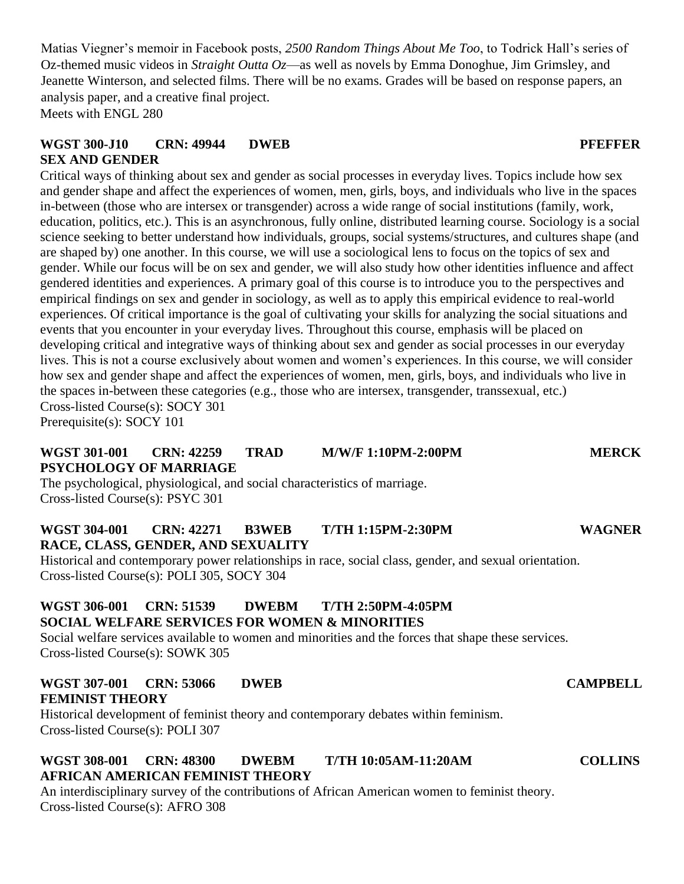Matias Viegner's memoir in Facebook posts, *2500 Random Things About Me Too*, to Todrick Hall's series of Oz-themed music videos in *Straight Outta Oz*—as well as novels by Emma Donoghue, Jim Grimsley, and Jeanette Winterson, and selected films. There will be no exams. Grades will be based on response papers, an analysis paper, and a creative final project.
Meets with ENGL 280

**WGST 300-J10 CRN: 49944 DWEB PFEFFER**
**SEX AND GENDER**

Critical ways of thinking about sex and gender as social processes in everyday lives. Topics include how sex and gender shape and affect the experiences of women, men, girls, boys, and individuals who live in the spaces in-between (those who are intersex or transgender) across a wide range of social institutions (family, work, education, politics, etc.). This is an asynchronous, fully online, distributed learning course. Sociology is a social science seeking to better understand how individuals, groups, social systems/structures, and cultures shape (and are shaped by) one another. In this course, we will use a sociological lens to focus on the topics of sex and gender. While our focus will be on sex and gender, we will also study how other identities influence and affect gendered identities and experiences. A primary goal of this course is to introduce you to the perspectives and empirical findings on sex and gender in sociology, as well as to apply this empirical evidence to real-world experiences. Of critical importance is the goal of cultivating your skills for analyzing the social situations and events that you encounter in your everyday lives. Throughout this course, emphasis will be placed on developing critical and integrative ways of thinking about sex and gender as social processes in our everyday lives. This is not a course exclusively about women and women's experiences. In this course, we will consider how sex and gender shape and affect the experiences of women, men, girls, boys, and individuals who live in the spaces in-between these categories (e.g., those who are intersex, transgender, transsexual, etc.)
Cross-listed Course(s): SOCY 301
Prerequisite(s): SOCY 101

**WGST 301-001 CRN: 42259 TRAD M/W/F 1:10PM-2:00PM MERCK**
**PSYCHOLOGY OF MARRIAGE**

The psychological, physiological, and social characteristics of marriage.
Cross-listed Course(s): PSYC 301

**WGST 304-001 CRN: 42271 B3WEB T/TH 1:15PM-2:30PM WAGNER**
**RACE, CLASS, GENDER, AND SEXUALITY**

Historical and contemporary power relationships in race, social class, gender, and sexual orientation.
Cross-listed Course(s): POLI 305, SOCY 304

**WGST 306-001 CRN: 51539 DWEBM T/TH 2:50PM-4:05PM**
**SOCIAL WELFARE SERVICES FOR WOMEN & MINORITIES**

Social welfare services available to women and minorities and the forces that shape these services.
Cross-listed Course(s): SOWK 305

**WGST 307-001 CRN: 53066 DWEB CAMPBELL**
**FEMINIST THEORY**

Historical development of feminist theory and contemporary debates within feminism.
Cross-listed Course(s): POLI 307

**WGST 308-001 CRN: 48300 DWEBM T/TH 10:05AM-11:20AM COLLINS**
**AFRICAN AMERICAN FEMINIST THEORY**

An interdisciplinary survey of the contributions of African American women to feminist theory.
Cross-listed Course(s): AFRO 308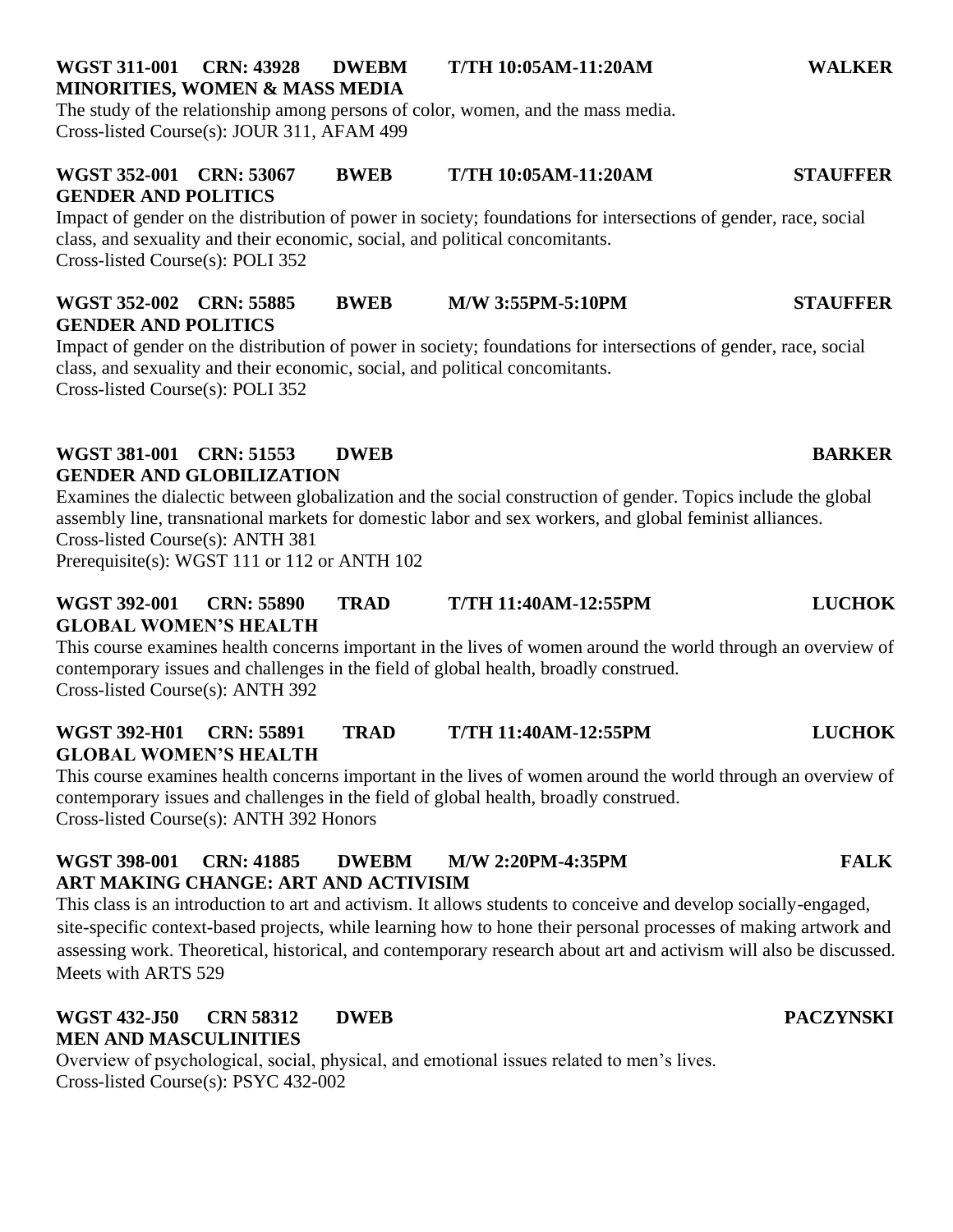**WGST 311-001 CRN: 43928 DWEBM T/TH 10:05AM-11:20AM WALKER**
**MINORITIES, WOMEN & MASS MEDIA**
The study of the relationship among persons of color, women, and the mass media.
Cross-listed Course(s): JOUR 311, AFAM 499

**WGST 352-001 CRN: 53067 BWEB T/TH 10:05AM-11:20AM STAUFFER**
**GENDER AND POLITICS**
Impact of gender on the distribution of power in society; foundations for intersections of gender, race, social class, and sexuality and their economic, social, and political concomitants.
Cross-listed Course(s): POLI 352

**WGST 352-002 CRN: 55885 BWEB M/W 3:55PM-5:10PM STAUFFER**
**GENDER AND POLITICS**
Impact of gender on the distribution of power in society; foundations for intersections of gender, race, social class, and sexuality and their economic, social, and political concomitants.
Cross-listed Course(s): POLI 352

**WGST 381-001 CRN: 51553 DWEB BARKER**
**GENDER AND GLOBILIZATION**
Examines the dialectic between globalization and the social construction of gender. Topics include the global assembly line, transnational markets for domestic labor and sex workers, and global feminist alliances.
Cross-listed Course(s): ANTH 381
Prerequisite(s): WGST 111 or 112 or ANTH 102

**WGST 392-001 CRN: 55890 TRAD T/TH 11:40AM-12:55PM LUCHOK**
**GLOBAL WOMEN'S HEALTH**
This course examines health concerns important in the lives of women around the world through an overview of contemporary issues and challenges in the field of global health, broadly construed.
Cross-listed Course(s): ANTH 392

**WGST 392-H01 CRN: 55891 TRAD T/TH 11:40AM-12:55PM LUCHOK**
**GLOBAL WOMEN'S HEALTH**
This course examines health concerns important in the lives of women around the world through an overview of contemporary issues and challenges in the field of global health, broadly construed.
Cross-listed Course(s): ANTH 392 Honors

**WGST 398-001 CRN: 41885 DWEBM M/W 2:20PM-4:35PM FALK**
**ART MAKING CHANGE: ART AND ACTIVISIM**
This class is an introduction to art and activism. It allows students to conceive and develop socially-engaged, site-specific context-based projects, while learning how to hone their personal processes of making artwork and assessing work. Theoretical, historical, and contemporary research about art and activism will also be discussed.
Meets with ARTS 529

**WGST 432-J50 CRN 58312 DWEB PACZYNSKI**
**MEN AND MASCULINITIES**
Overview of psychological, social, physical, and emotional issues related to men's lives.
Cross-listed Course(s): PSYC 432-002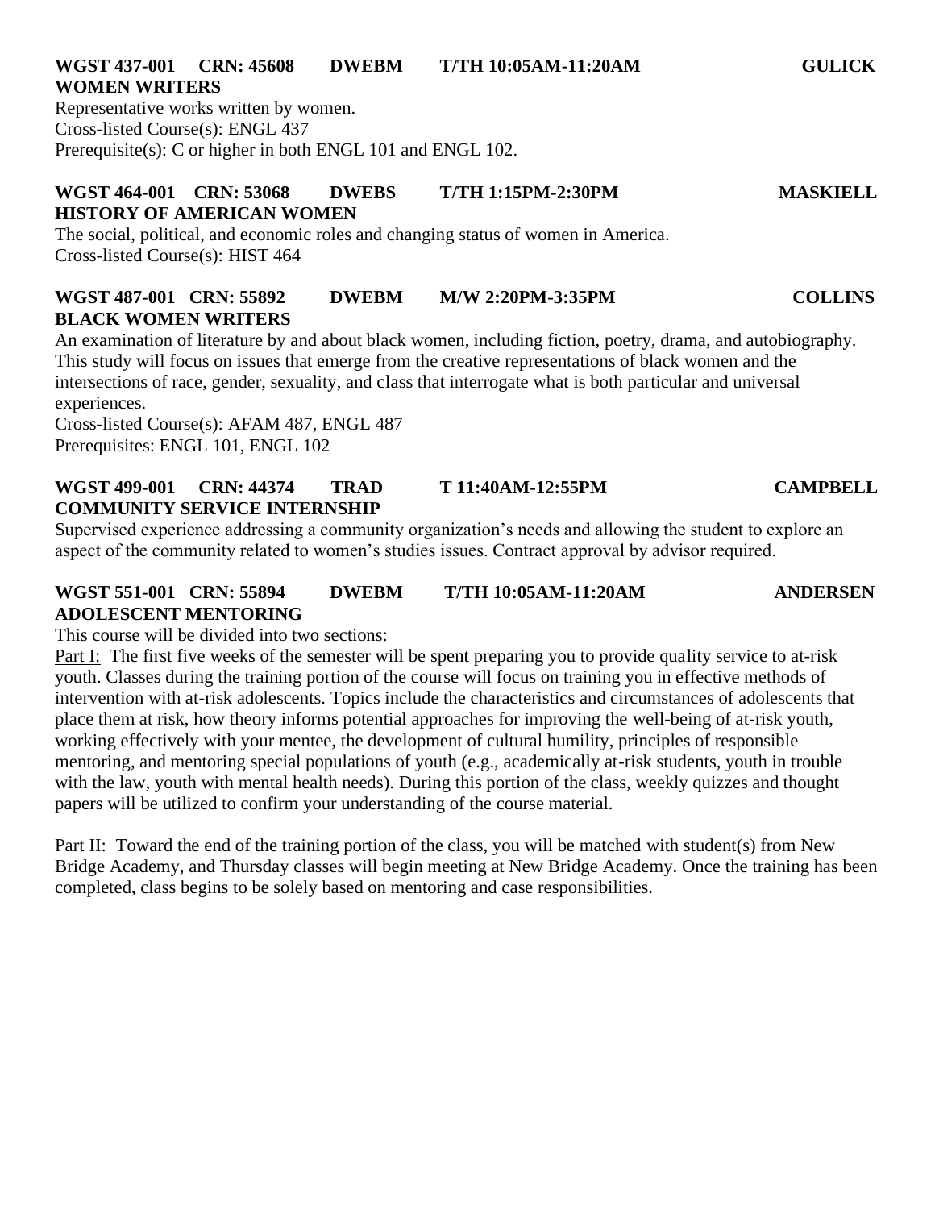**WGST 437-001 CRN: 45608 DWEBM T/TH 10:05AM-11:20AM GULICK**
**WOMEN WRITERS**

Representative works written by women.
Cross-listed Course(s): ENGL 437
Prerequisite(s): C or higher in both ENGL 101 and ENGL 102.

**WGST 464-001 CRN: 53068 DWEBS T/TH 1:15PM-2:30PM MASKIELL**
**HISTORY OF AMERICAN WOMEN**

The social, political, and economic roles and changing status of women in America.
Cross-listed Course(s): HIST 464

**WGST 487-001 CRN: 55892 DWEBM M/W 2:20PM-3:35PM COLLINS**
**BLACK WOMEN WRITERS**

An examination of literature by and about black women, including fiction, poetry, drama, and autobiography. This study will focus on issues that emerge from the creative representations of black women and the intersections of race, gender, sexuality, and class that interrogate what is both particular and universal experiences.
Cross-listed Course(s): AFAM 487, ENGL 487
Prerequisites: ENGL 101, ENGL 102

**WGST 499-001 CRN: 44374 TRAD T 11:40AM-12:55PM CAMPBELL**
**COMMUNITY SERVICE INTERNSHIP**

Supervised experience addressing a community organization's needs and allowing the student to explore an aspect of the community related to women's studies issues. Contract approval by advisor required.

**WGST 551-001 CRN: 55894 DWEBM T/TH 10:05AM-11:20AM ANDERSEN**
**ADOLESCENT MENTORING**

This course will be divided into two sections:

Part I: The first five weeks of the semester will be spent preparing you to provide quality service to at-risk youth. Classes during the training portion of the course will focus on training you in effective methods of intervention with at-risk adolescents. Topics include the characteristics and circumstances of adolescents that place them at risk, how theory informs potential approaches for improving the well-being of at-risk youth, working effectively with your mentee, the development of cultural humility, principles of responsible mentoring, and mentoring special populations of youth (e.g., academically at-risk students, youth in trouble with the law, youth with mental health needs). During this portion of the class, weekly quizzes and thought papers will be utilized to confirm your understanding of the course material.

Part II: Toward the end of the training portion of the class, you will be matched with student(s) from New Bridge Academy, and Thursday classes will begin meeting at New Bridge Academy. Once the training has been completed, class begins to be solely based on mentoring and case responsibilities.